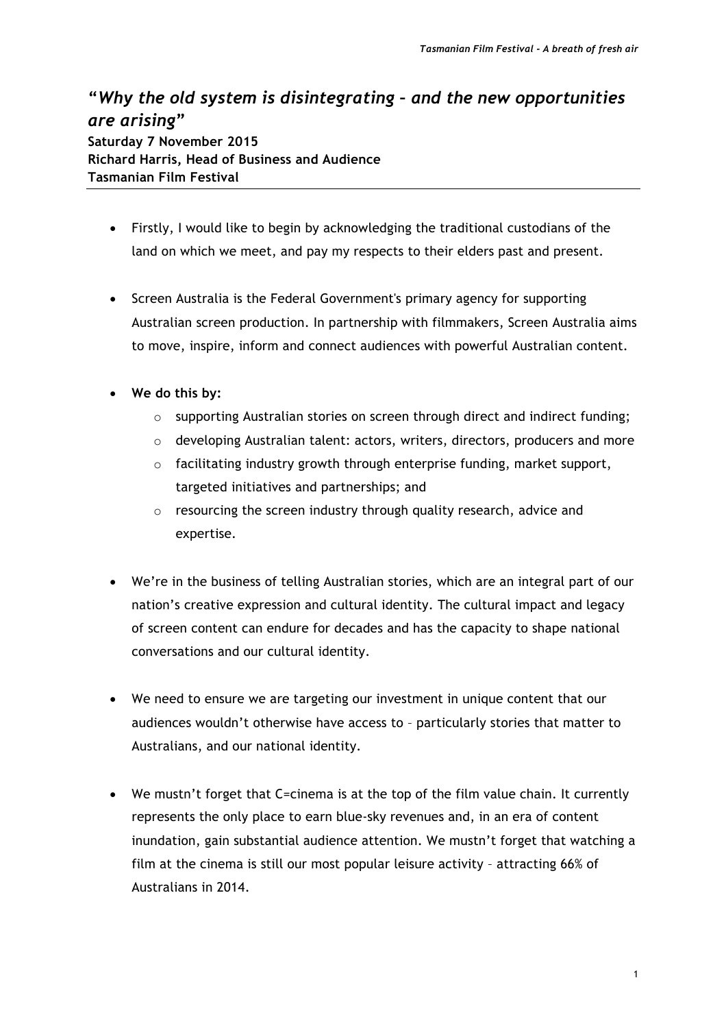# "*Why the old system is disintegrating – and the new opportunities are arising*"

**Saturday 7 November 2015**
**Richard Harris, Head of Business and Audience**
**Tasmanian Film Festival**

- Firstly, I would like to begin by acknowledging the traditional custodians of the land on which we meet, and pay my respects to their elders past and present.

- Screen Australia is the Federal Government's primary agency for supporting Australian screen production. In partnership with filmmakers, Screen Australia aims to move, inspire, inform and connect audiences with powerful Australian content.

- **We do this by:**
  - supporting Australian stories on screen through direct and indirect funding;
  - developing Australian talent: actors, writers, directors, producers and more
  - facilitating industry growth through enterprise funding, market support, targeted initiatives and partnerships; and
  - resourcing the screen industry through quality research, advice and expertise.

- We're in the business of telling Australian stories, which are an integral part of our nation's creative expression and cultural identity. The cultural impact and legacy of screen content can endure for decades and has the capacity to shape national conversations and our cultural identity.

- We need to ensure we are targeting our investment in unique content that our audiences wouldn't otherwise have access to – particularly stories that matter to Australians, and our national identity.

- We mustn't forget that C=cinema is at the top of the film value chain. It currently represents the only place to earn blue-sky revenues and, in an era of content inundation, gain substantial audience attention. We mustn't forget that watching a film at the cinema is still our most popular leisure activity – attracting 66% of Australians in 2014.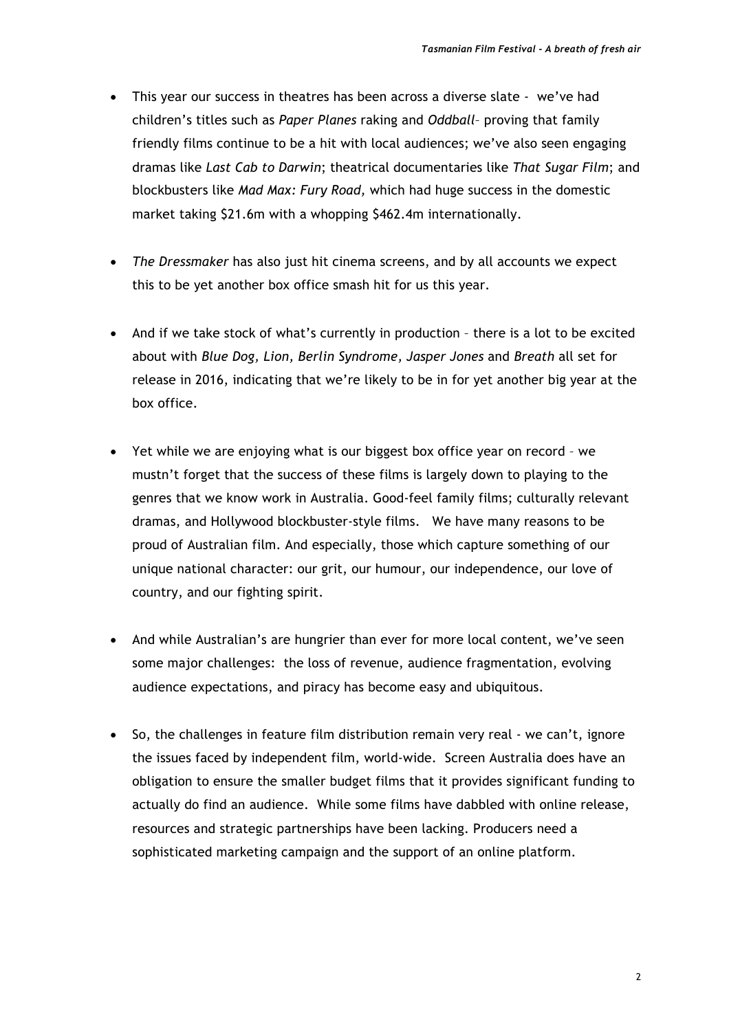- This year our success in theatres has been across a diverse slate - we've had children's titles such as *Paper Planes* raking and *Oddball*– proving that family friendly films continue to be a hit with local audiences; we've also seen engaging dramas like *Last Cab to Darwin*; theatrical documentaries like *That Sugar Film*; and blockbusters like *Mad Max: Fury Road,* which had huge success in the domestic market taking $21.6m with a whopping $462.4m internationally.

- *The Dressmaker* has also just hit cinema screens, and by all accounts we expect this to be yet another box office smash hit for us this year.

- And if we take stock of what's currently in production – there is a lot to be excited about with *Blue Dog, Lion, Berlin Syndrome, Jasper Jones* and *Breath* all set for release in 2016, indicating that we're likely to be in for yet another big year at the box office.

- Yet while we are enjoying what is our biggest box office year on record – we mustn't forget that the success of these films is largely down to playing to the genres that we know work in Australia. Good-feel family films; culturally relevant dramas, and Hollywood blockbuster-style films. We have many reasons to be proud of Australian film. And especially, those which capture something of our unique national character: our grit, our humour, our independence, our love of country, and our fighting spirit.

- And while Australian's are hungrier than ever for more local content, we've seen some major challenges: the loss of revenue, audience fragmentation, evolving audience expectations, and piracy has become easy and ubiquitous.

- So, the challenges in feature film distribution remain very real - we can't, ignore the issues faced by independent film, world-wide. Screen Australia does have an obligation to ensure the smaller budget films that it provides significant funding to actually do find an audience. While some films have dabbled with online release, resources and strategic partnerships have been lacking. Producers need a sophisticated marketing campaign and the support of an online platform.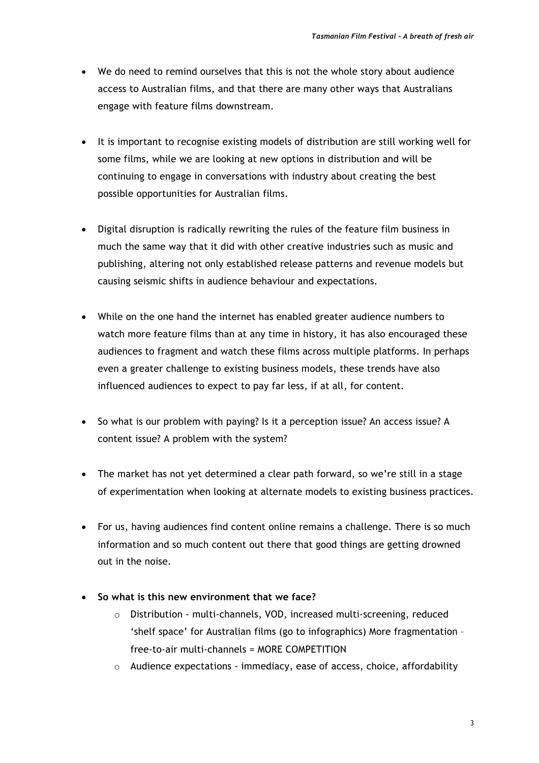- We do need to remind ourselves that this is not the whole story about audience access to Australian films, and that there are many other ways that Australians engage with feature films downstream.

- It is important to recognise existing models of distribution are still working well for some films, while we are looking at new options in distribution and will be continuing to engage in conversations with industry about creating the best possible opportunities for Australian films.

- Digital disruption is radically rewriting the rules of the feature film business in much the same way that it did with other creative industries such as music and publishing, altering not only established release patterns and revenue models but causing seismic shifts in audience behaviour and expectations.

- While on the one hand the internet has enabled greater audience numbers to watch more feature films than at any time in history, it has also encouraged these audiences to fragment and watch these films across multiple platforms. In perhaps even a greater challenge to existing business models, these trends have also influenced audiences to expect to pay far less, if at all, for content.

- So what is our problem with paying? Is it a perception issue? An access issue? A content issue? A problem with the system?

- The market has not yet determined a clear path forward, so we're still in a stage of experimentation when looking at alternate models to existing business practices.

- For us, having audiences find content online remains a challenge. There is so much information and so much content out there that good things are getting drowned out in the noise.

- **So what is this new environment that we face?**
  - Distribution - multi-channels, VOD, increased multi-screening, reduced 'shelf space' for Australian films (go to infographics) More fragmentation – free-to-air multi-channels = MORE COMPETITION
  - Audience expectations - immediacy, ease of access, choice, affordability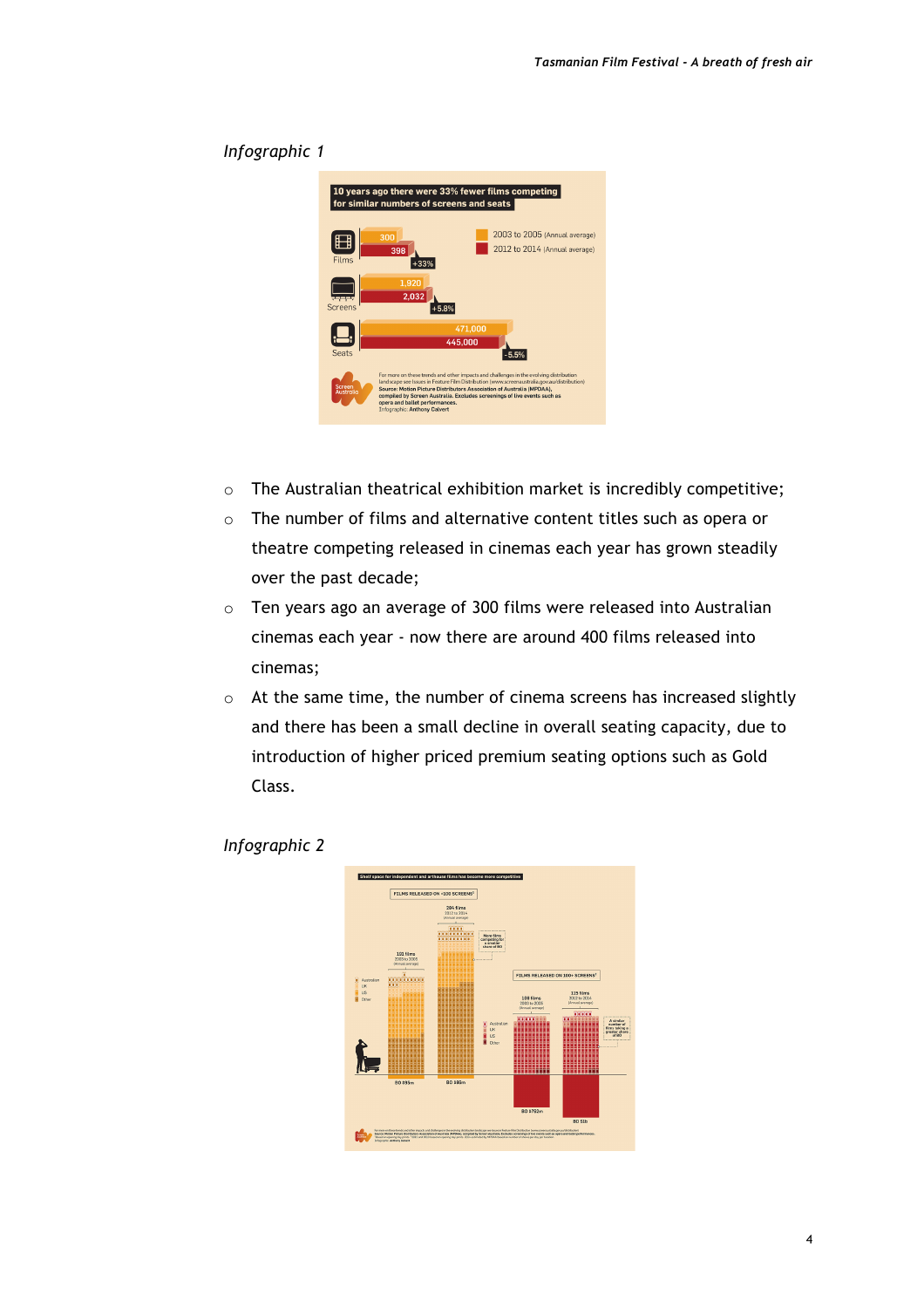*Infographic 1*

- The Australian theatrical exhibition market is incredibly competitive;
- The number of films and alternative content titles such as opera or theatre competing released in cinemas each year has grown steadily over the past decade;
- Ten years ago an average of 300 films were released into Australian cinemas each year - now there are around 400 films released into cinemas;
- At the same time, the number of cinema screens has increased slightly and there has been a small decline in overall seating capacity, due to introduction of higher priced premium seating options such as Gold Class.

*Infographic 2*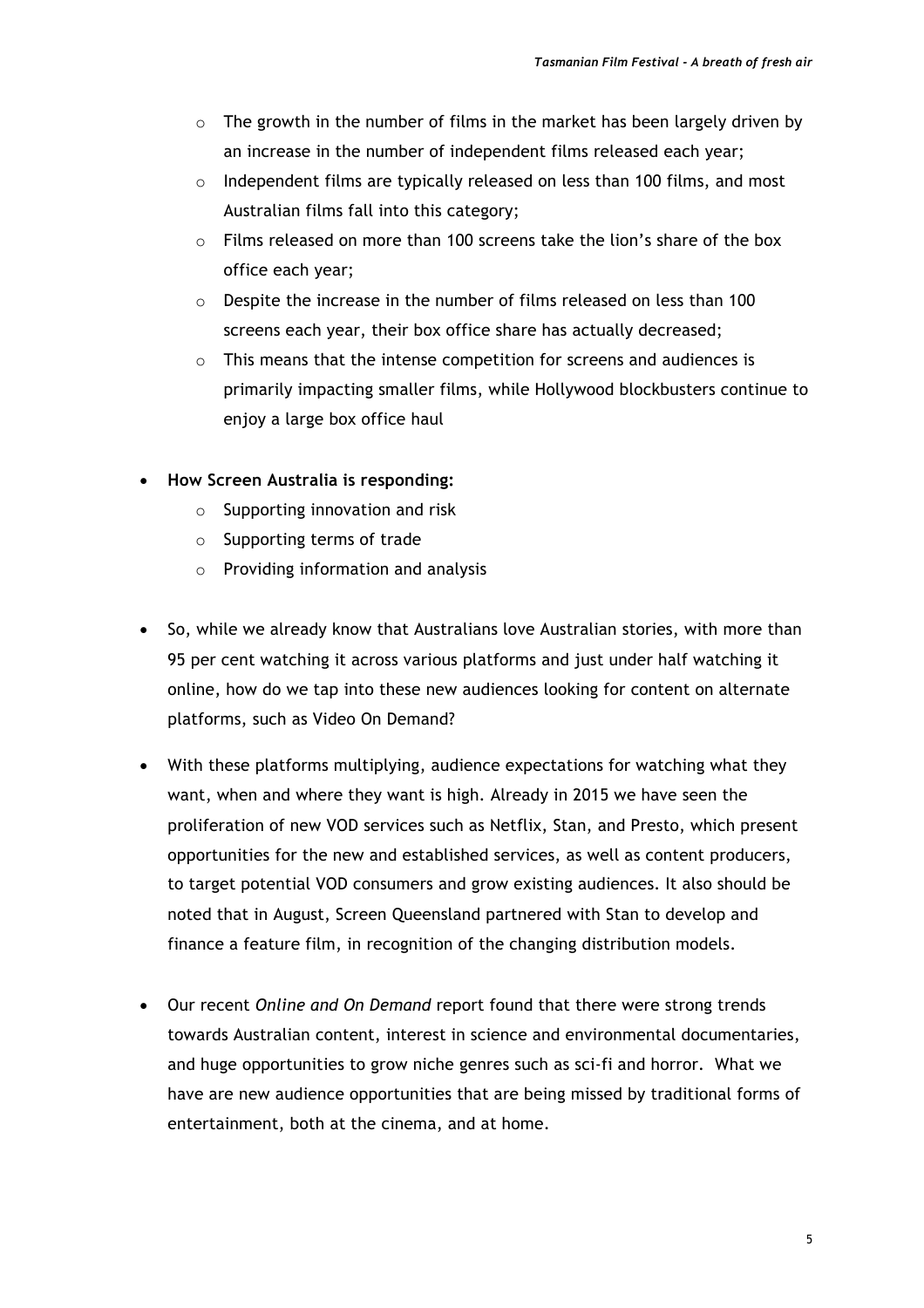- The growth in the number of films in the market has been largely driven by an increase in the number of independent films released each year;
  - Independent films are typically released on less than 100 films, and most Australian films fall into this category;
  - Films released on more than 100 screens take the lion's share of the box office each year;
  - Despite the increase in the number of films released on less than 100 screens each year, their box office share has actually decreased;
  - This means that the intense competition for screens and audiences is primarily impacting smaller films, while Hollywood blockbusters continue to enjoy a large box office haul

- **How Screen Australia is responding:**
  - Supporting innovation and risk
  - Supporting terms of trade
  - Providing information and analysis

- So, while we already know that Australians love Australian stories, with more than 95 per cent watching it across various platforms and just under half watching it online, how do we tap into these new audiences looking for content on alternate platforms, such as Video On Demand?

- With these platforms multiplying, audience expectations for watching what they want, when and where they want is high. Already in 2015 we have seen the proliferation of new VOD services such as Netflix, Stan, and Presto, which present opportunities for the new and established services, as well as content producers, to target potential VOD consumers and grow existing audiences. It also should be noted that in August, Screen Queensland partnered with Stan to develop and finance a feature film, in recognition of the changing distribution models.

- Our recent *Online and On Demand* report found that there were strong trends towards Australian content, interest in science and environmental documentaries, and huge opportunities to grow niche genres such as sci-fi and horror. What we have are new audience opportunities that are being missed by traditional forms of entertainment, both at the cinema, and at home.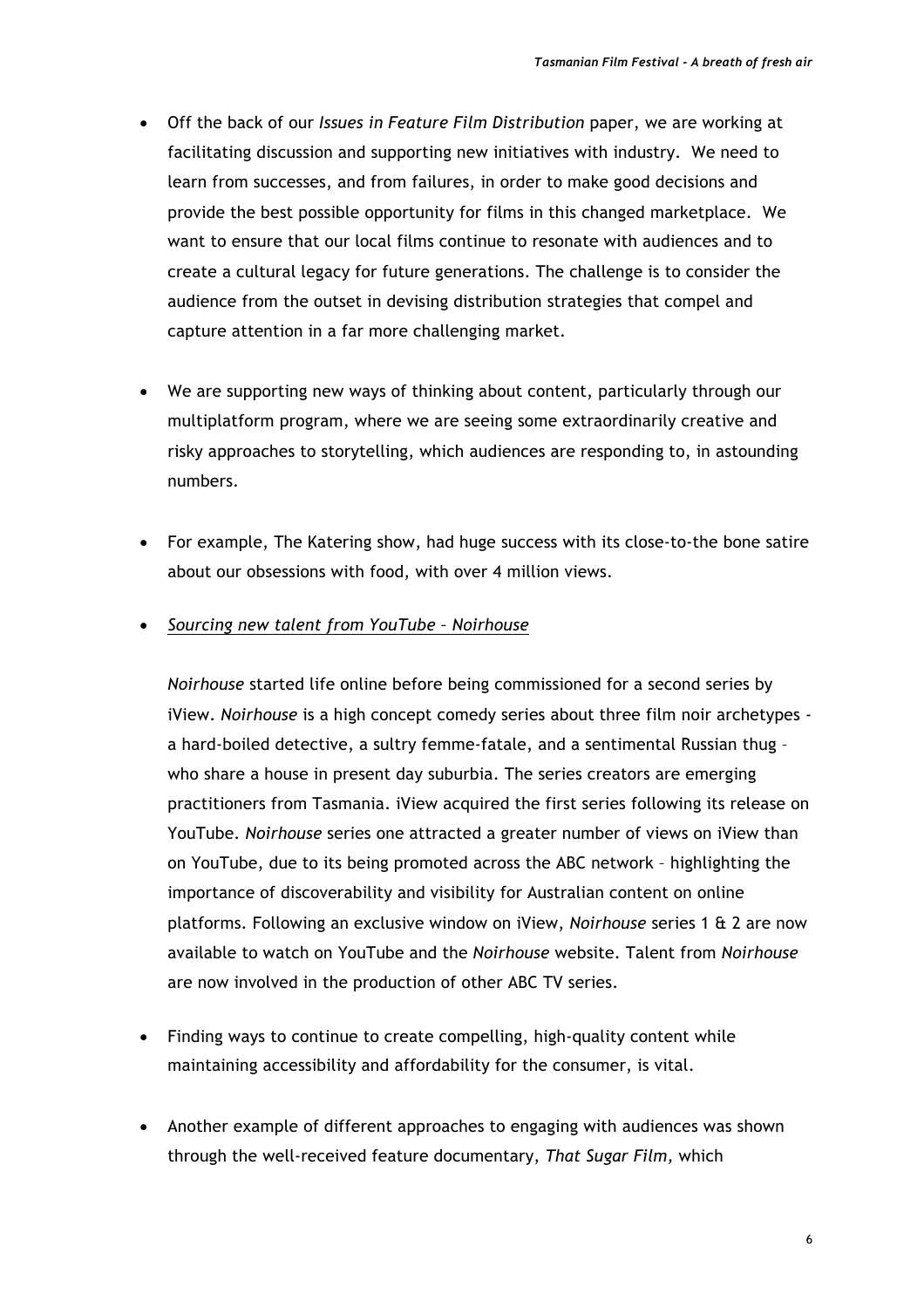- Off the back of our *Issues in Feature Film Distribution* paper, we are working at facilitating discussion and supporting new initiatives with industry. We need to learn from successes, and from failures, in order to make good decisions and provide the best possible opportunity for films in this changed marketplace. We want to ensure that our local films continue to resonate with audiences and to create a cultural legacy for future generations. The challenge is to consider the audience from the outset in devising distribution strategies that compel and capture attention in a far more challenging market.

- We are supporting new ways of thinking about content, particularly through our multiplatform program, where we are seeing some extraordinarily creative and risky approaches to storytelling, which audiences are responding to, in astounding numbers.

- For example, The Katering show, had huge success with its close-to-the bone satire about our obsessions with food, with over 4 million views.

- *Sourcing new talent from YouTube – Noirhouse*

  *Noirhouse* started life online before being commissioned for a second series by iView. *Noirhouse* is a high concept comedy series about three film noir archetypes - a hard-boiled detective, a sultry femme-fatale, and a sentimental Russian thug – who share a house in present day suburbia. The series creators are emerging practitioners from Tasmania. iView acquired the first series following its release on YouTube. *Noirhouse* series one attracted a greater number of views on iView than on YouTube, due to its being promoted across the ABC network – highlighting the importance of discoverability and visibility for Australian content on online platforms. Following an exclusive window on iView, *Noirhouse* series 1 & 2 are now available to watch on YouTube and the *Noirhouse* website. Talent from *Noirhouse* are now involved in the production of other ABC TV series.

- Finding ways to continue to create compelling, high-quality content while maintaining accessibility and affordability for the consumer, is vital.

- Another example of different approaches to engaging with audiences was shown through the well-received feature documentary, *That Sugar Film,* which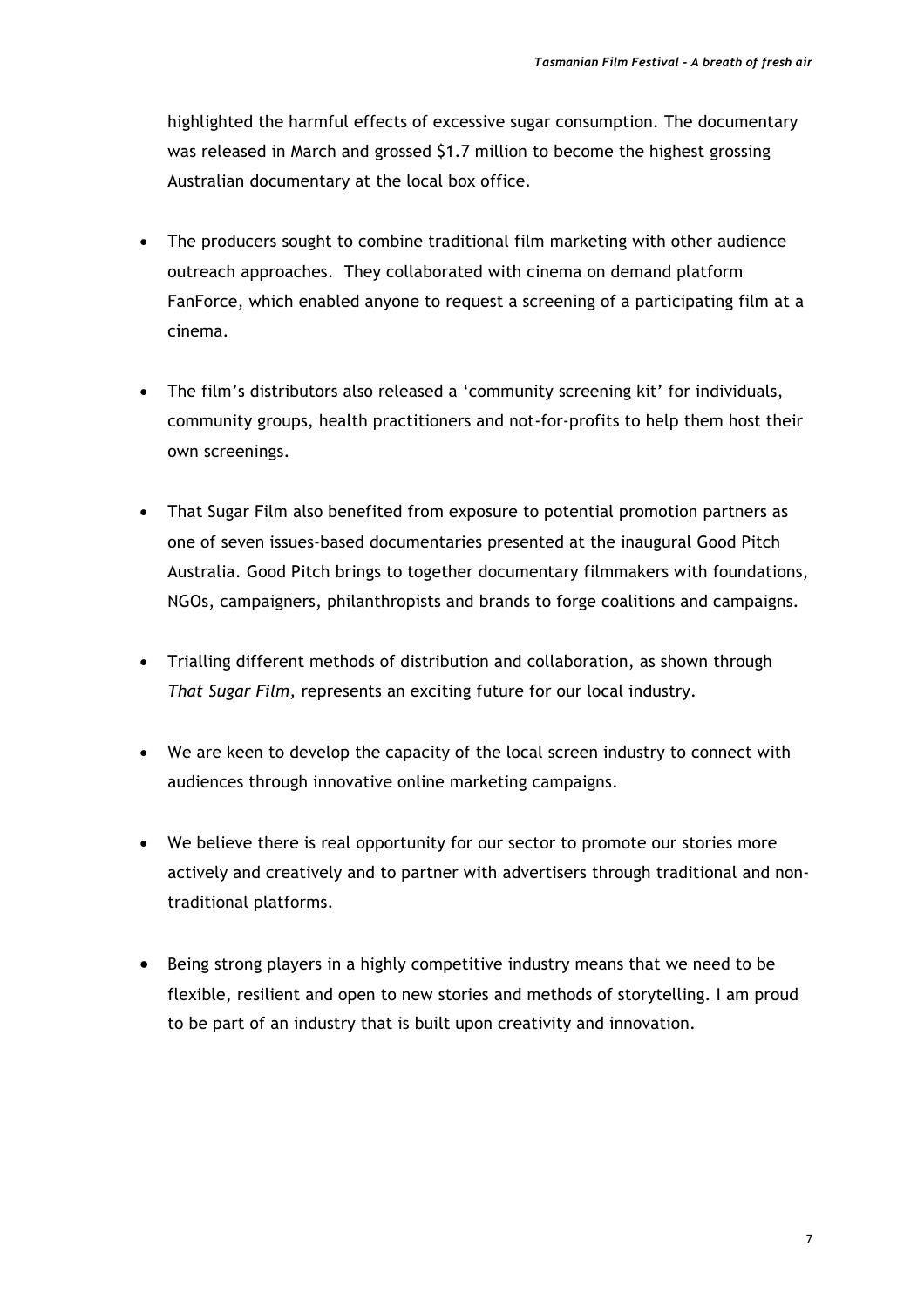highlighted the harmful effects of excessive sugar consumption. The documentary was released in March and grossed $1.7 million to become the highest grossing Australian documentary at the local box office.

- The producers sought to combine traditional film marketing with other audience outreach approaches. They collaborated with cinema on demand platform FanForce, which enabled anyone to request a screening of a participating film at a cinema.

- The film's distributors also released a 'community screening kit' for individuals, community groups, health practitioners and not-for-profits to help them host their own screenings.

- That Sugar Film also benefited from exposure to potential promotion partners as one of seven issues-based documentaries presented at the inaugural Good Pitch Australia. Good Pitch brings to together documentary filmmakers with foundations, NGOs, campaigners, philanthropists and brands to forge coalitions and campaigns.

- Trialling different methods of distribution and collaboration, as shown through *That Sugar Film,* represents an exciting future for our local industry.

- We are keen to develop the capacity of the local screen industry to connect with audiences through innovative online marketing campaigns.

- We believe there is real opportunity for our sector to promote our stories more actively and creatively and to partner with advertisers through traditional and non-traditional platforms.

- Being strong players in a highly competitive industry means that we need to be flexible, resilient and open to new stories and methods of storytelling. I am proud to be part of an industry that is built upon creativity and innovation.